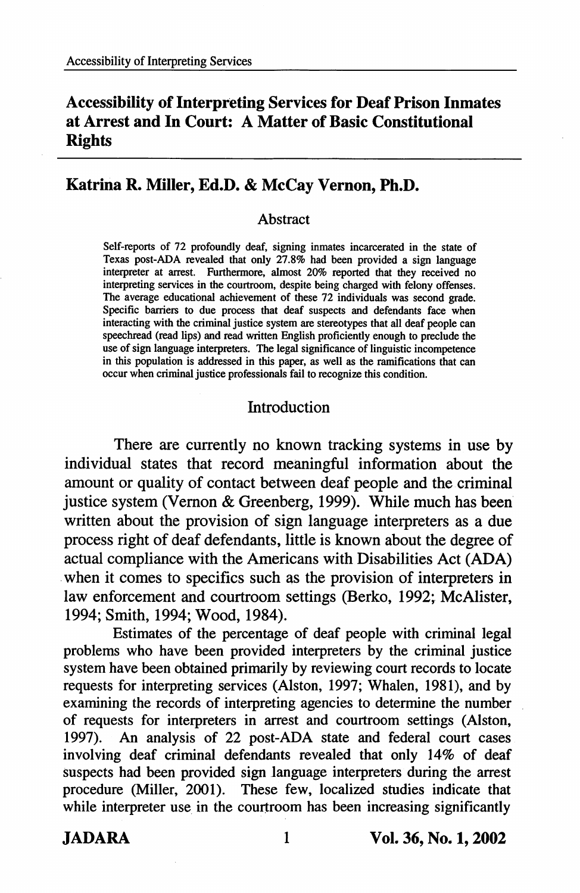# Accessibility of Interpreting Services for Deaf Prison Inmates at Arrest and In Court: A Matter of Basic Constitutional Rights

## Katrina R. Miller, Ed.D. & McCay Vernon, Ph.D.

### Abstract

Self-reports of 72 profoundly deaf, signing inmates incarcerated in the state of Texas post-ADA revealed that only 27.8% had been provided a sign language interpreter at arrest. Furthermore, almost 20% reported that they received no interpreting services in the courtroom, despite being charged with felony offenses. The average educational achievement of these 72 individuals was second grade. Specific barriers to due process that deaf suspects and defendants face when interacting with the criminal justice system are stereotypes that all deaf people can speechread (read lips) and read written English proficiently enough to preclude the use of sign language interpreters. The legal significance of linguistic incompetence in this population is addressed in this paper, as well as the ramifications that can occur when criminal justice professionals fail to recognize this condition.

### Introduction

There are currently no known tracking systems in use by individual states that record meaningful information about the amount or quality of contact between deaf people and the criminal justice system (Vernon & Greenberg, 1999). While much has been written about the provision of sign language interpreters as a due process right of deaf defendants, little is known about the degree of actual compliance with the Americans with Disabilities Act (ADA) when it comes to specifics such as the provision of interpreters in law enforcement and courtroom settings (Berko, 1992; McAlister, 1994; Smith, 1994; Wood, 1984).

Estimates of the percentage of deaf people with criminal legal problems who have been provided interpreters by the criminal justice system have been obtained primarily by reviewing court records to locate requests for interpreting services (Alston, 1997; Whalen, 1981), and by examining the records of interpreting agencies to determine the number of requests for interpreters in arrest and courtroom settings (Alston, 1997). An analysis of 22 post-ADA state and federal court cases involving deaf criminal defendants revealed that only 14% of deaf suspects had been provided sign language interpreters during the arrest procedure (Miller, 2001). These few, localized studies indicate that while interpreter use in the courtroom has been increasing significantly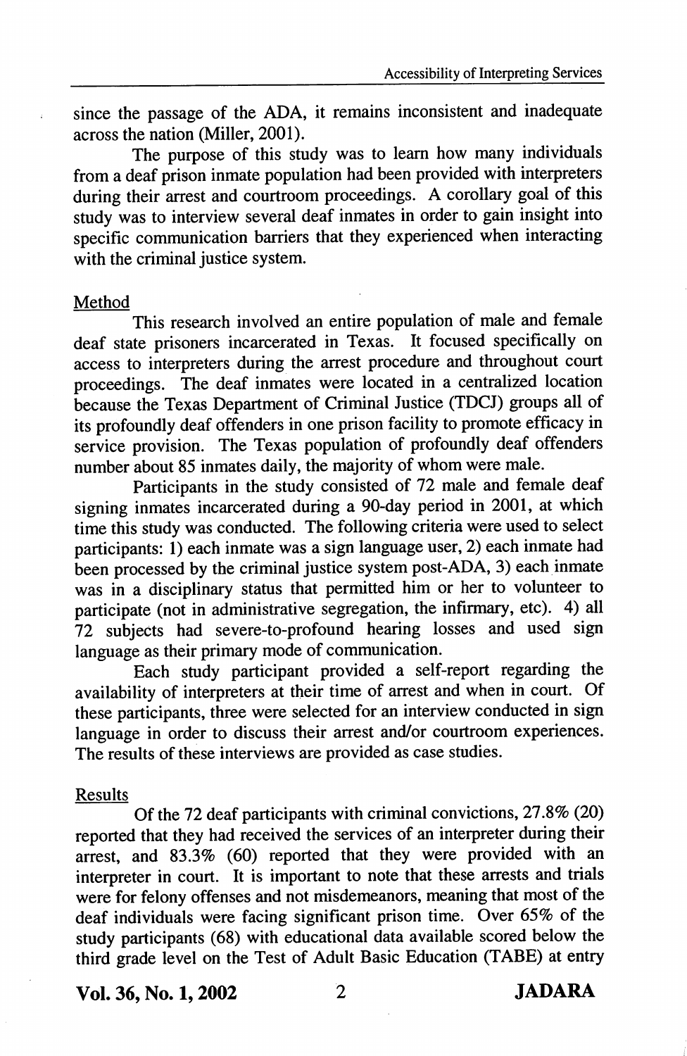since the passage of the ADA, it remains inconsistent and inadequate across the nation (Miller, 2001).

The purpose of this study was to learn how many individuals from a deaf prison inmate population had been provided with interpreters during their arrest and courtroom proceedings. A corollary goal of this study was to interview several deaf inmates in order to gain insight into specific communication barriers that they experienced when interacting with the criminal justice system.

## Method

This research involved an entire population of male and female deaf state prisoners incarcerated in Texas. It focused specifically on access to interpreters during the arrest procedure and throughout court proceedings. The deaf inmates were located in a centralized location because the Texas Department of Criminal Justice (TDCJ) groups all of its profoundly deaf offenders in one prison facility to promote efficacy in service provision. The Texas population of profoundly deaf offenders number about 85 inmates daily, the majority of whom were male.

Participants in the study consisted of 72 male and female deaf signing inmates incarcerated during a 90-day period in 2001, at which time this study was conducted. The following criteria were used to select participants: 1) each inmate was a sign language user, 2) each inmate had been processed by the criminal justice system post-ADA, 3) each inmate was in a disciplinary status that permitted him or her to volunteer to participate (not in administrative segregation, the infirmary, etc). 4) all 72 subjects had severe-to-profound hearing losses and used sign language as their primary mode of communication.

Each study participant provided a self-report regarding the availability of interpreters at their time of arrest and when in court. Of these participants, three were selected for an interview conducted in sign language in order to discuss their arrest and/or courtroom experiences. The results of these interviews are provided as case studies.

## Results

Of the 72 deaf participants with criminal convictions, 27.8% (20) reported that they had received the services of an interpreter during their arrest, and 83.3% (60) reported that they were provided with an interpreter in court. It is important to note that these arrests and trials were for felony offenses and not misdemeanors, meaning that most of the deaf individuals were facing significant prison time. Over 65% of the study participants (68) with educational data available scored below the third grade level on the Test of Adult Basic Education (TABE) at entry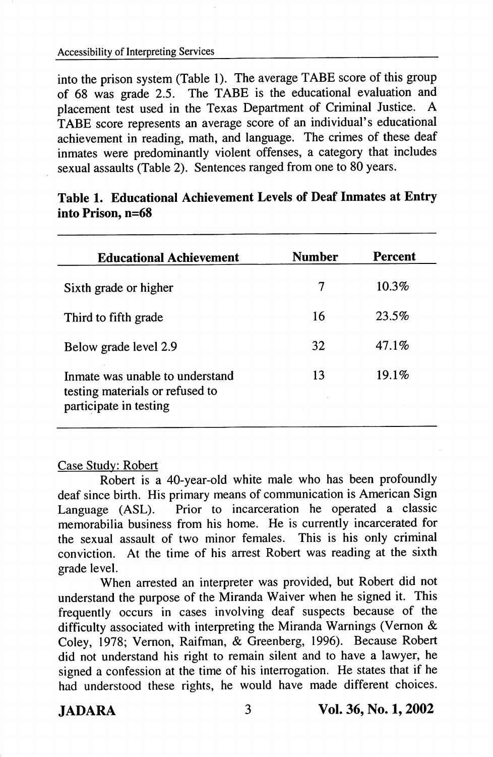into the prison system (Table 1). The average TABE score of this group of 68 was grade 2.5. The TABE is the educational evaluation and placement test used in the Texas Department of Criminal Justice. A TABE score represents an average score of an individual's educational achievement in reading, math, and language. The crimes of these deaf inmates were predominantly violent offenses, a category that includes sexual assaults (Table 2). Sentences ranged from one to 80 years.

**Table 1. Educational Achievement Levels of Deaf Inmates at Entry into Prison, n=68**

| Educational Achievement | Number | Percent |
|---|---|---|
| Sixth grade or higher | 7 | 10.3% |
| Third to fifth grade | 16 | 23.5% |
| Below grade level 2.9 | 32 | 47.1% |
| Inmate was unable to understand testing materials or refused to participate in testing | 13 | 19.1% |

Case Study: Robert

Robert is a 40-year-old white male who has been profoundly deaf since birth. His primary means of communication is American Sign Language (ASL). Prior to incarceration he operated a classic memorabilia business from his home. He is currently incarcerated for the sexual assault of two minor females. This is his only criminal conviction. At the time of his arrest Robert was reading at the sixth grade level.

When arrested an interpreter was provided, but Robert did not understand the purpose of the Miranda Waiver when he signed it. This frequently occurs in cases involving deaf suspects because of the difficulty associated with interpreting the Miranda Warnings (Vernon & Coley, 1978; Vernon, Raifman, & Greenberg, 1996). Because Robert did not understand his right to remain silent and to have a lawyer, he signed a confession at the time of his interrogation. He states that if he had understood these rights, he would have made different choices.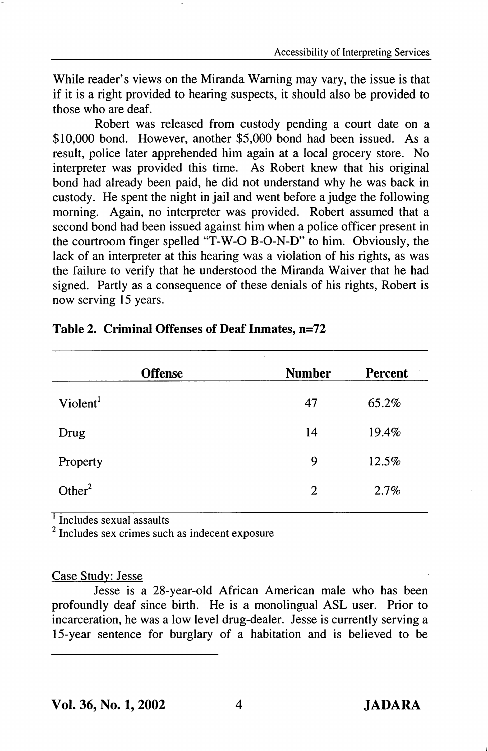While reader's views on the Miranda Warning may vary, the issue is that if it is a right provided to hearing suspects, it should also be provided to those who are deaf.

Robert was released from custody pending a court date on a $10,000 bond. However, another $5,000 bond had been issued. As a result, police later apprehended him again at a local grocery store. No interpreter was provided this time. As Robert knew that his original bond had already been paid, he did not understand why he was back in custody. He spent the night in jail and went before a judge the following morning. Again, no interpreter was provided. Robert assumed that a second bond had been issued against him when a police officer present in the courtroom finger spelled "T-W-O B-O-N-D" to him. Obviously, the lack of an interpreter at this hearing was a violation of his rights, as was the failure to verify that he understood the Miranda Waiver that he had signed. Partly as a consequence of these denials of his rights, Robert is now serving 15 years.

**Table 2. Criminal Offenses of Deaf Inmates, n=72**

| Offense | Number | Percent |
|---|---|---|
| Violent[1] | 47 | 65.2% |
| Drug | 14 | 19.4% |
| Property | 9 | 12.5% |
| Other[2] | 2 | 2.7% |

[1] Includes sexual assaults
[2] Includes sex crimes such as indecent exposure

Case Study: Jesse

Jesse is a 28-year-old African American male who has been profoundly deaf since birth. He is a monolingual ASL user. Prior to incarceration, he was a low level drug-dealer. Jesse is currently serving a 15-year sentence for burglary of a habitation and is believed to be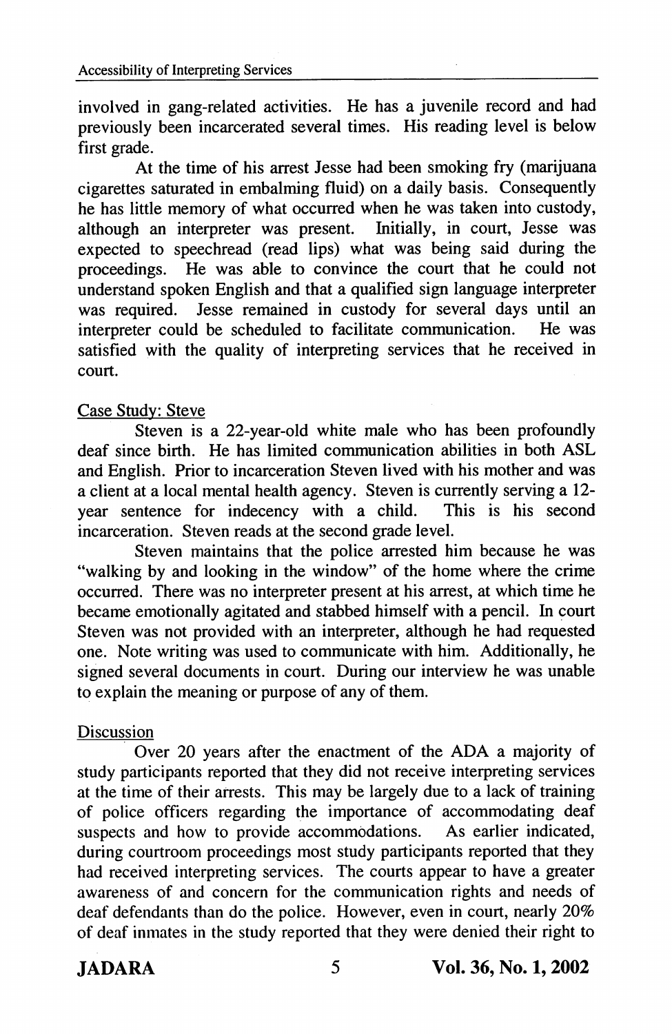involved in gang-related activities. He has a juvenile record and had previously been incarcerated several times. His reading level is below first grade.

At the time of his arrest Jesse had been smoking fry (marijuana cigarettes saturated in embalming fluid) on a daily basis. Consequently he has little memory of what occurred when he was taken into custody, although an interpreter was present. Initially, in court, Jesse was expected to speechread (read lips) what was being said during the proceedings. He was able to convince the court that he could not understand spoken English and that a qualified sign language interpreter was required. Jesse remained in custody for several days until an interpreter could be scheduled to facilitate communication. He was satisfied with the quality of interpreting services that he received in court.

### Case Study: Steve

Steven is a 22-year-old white male who has been profoundly deaf since birth. He has limited communication abilities in both ASL and English. Prior to incarceration Steven lived with his mother and was a client at a local mental health agency. Steven is currently serving a 12-year sentence for indecency with a child. This is his second incarceration. Steven reads at the second grade level.

Steven maintains that the police arrested him because he was "walking by and looking in the window" of the home where the crime occurred. There was no interpreter present at his arrest, at which time he became emotionally agitated and stabbed himself with a pencil. In court Steven was not provided with an interpreter, although he had requested one. Note writing was used to communicate with him. Additionally, he signed several documents in court. During our interview he was unable to explain the meaning or purpose of any of them.

### Discussion

Over 20 years after the enactment of the ADA a majority of study participants reported that they did not receive interpreting services at the time of their arrests. This may be largely due to a lack of training of police officers regarding the importance of accommodating deaf suspects and how to provide accommodations. As earlier indicated, during courtroom proceedings most study participants reported that they had received interpreting services. The courts appear to have a greater awareness of and concern for the communication rights and needs of deaf defendants than do the police. However, even in court, nearly 20% of deaf inmates in the study reported that they were denied their right to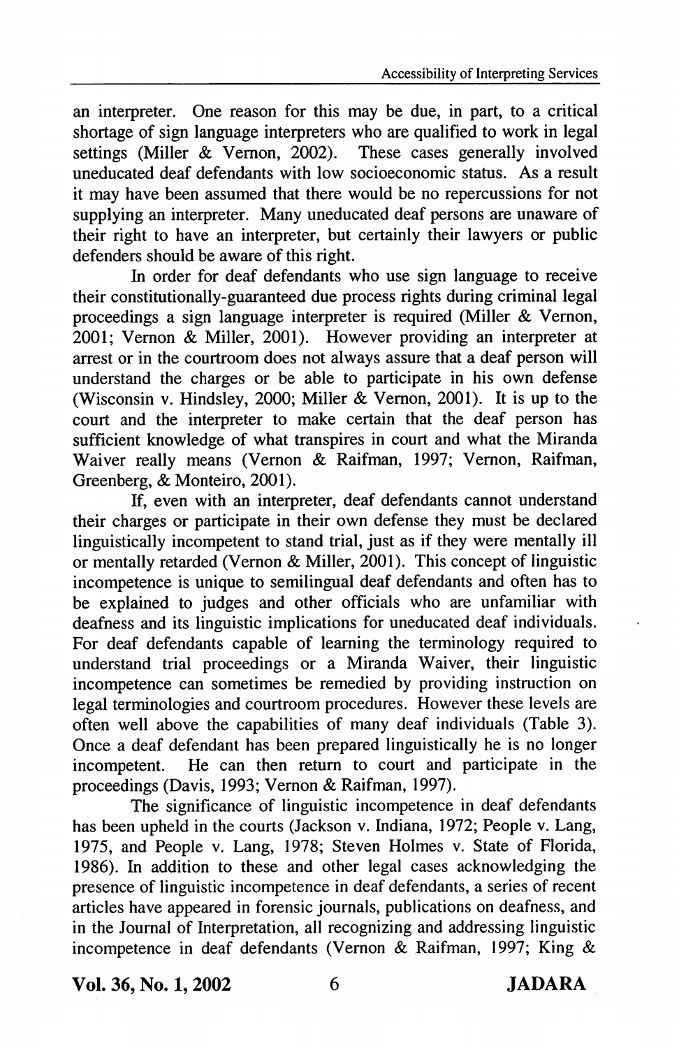an interpreter. One reason for this may be due, in part, to a critical shortage of sign language interpreters who are qualified to work in legal settings (Miller & Vernon, 2002). These cases generally involved uneducated deaf defendants with low socioeconomic status. As a result it may have been assumed that there would be no repercussions for not supplying an interpreter. Many uneducated deaf persons are unaware of their right to have an interpreter, but certainly their lawyers or public defenders should be aware of this right.

In order for deaf defendants who use sign language to receive their constitutionally-guaranteed due process rights during criminal legal proceedings a sign language interpreter is required (Miller & Vernon, 2001; Vernon & Miller, 2001). However providing an interpreter at arrest or in the courtroom does not always assure that a deaf person will understand the charges or be able to participate in his own defense (Wisconsin v. Hindsley, 2000; Miller & Vernon, 2001). It is up to the court and the interpreter to make certain that the deaf person has sufficient knowledge of what transpires in court and what the Miranda Waiver really means (Vernon & Raifman, 1997; Vernon, Raifman, Greenberg, & Monteiro, 2001).

If, even with an interpreter, deaf defendants cannot understand their charges or participate in their own defense they must be declared linguistically incompetent to stand trial, just as if they were mentally ill or mentally retarded (Vernon & Miller, 2001). This concept of linguistic incompetence is unique to semilingual deaf defendants and often has to be explained to judges and other officials who are unfamiliar with deafness and its linguistic implications for uneducated deaf individuals. For deaf defendants capable of learning the terminology required to understand trial proceedings or a Miranda Waiver, their linguistic incompetence can sometimes be remedied by providing instruction on legal terminologies and courtroom procedures. However these levels are often well above the capabilities of many deaf individuals (Table 3). Once a deaf defendant has been prepared linguistically he is no longer incompetent. He can then return to court and participate in the proceedings (Davis, 1993; Vernon & Raifman, 1997).

The significance of linguistic incompetence in deaf defendants has been upheld in the courts (Jackson v. Indiana, 1972; People v. Lang, 1975, and People v. Lang, 1978; Steven Holmes v. State of Florida, 1986). In addition to these and other legal cases acknowledging the presence of linguistic incompetence in deaf defendants, a series of recent articles have appeared in forensic journals, publications on deafness, and in the Journal of Interpretation, all recognizing and addressing linguistic incompetence in deaf defendants (Vernon & Raifman, 1997; King &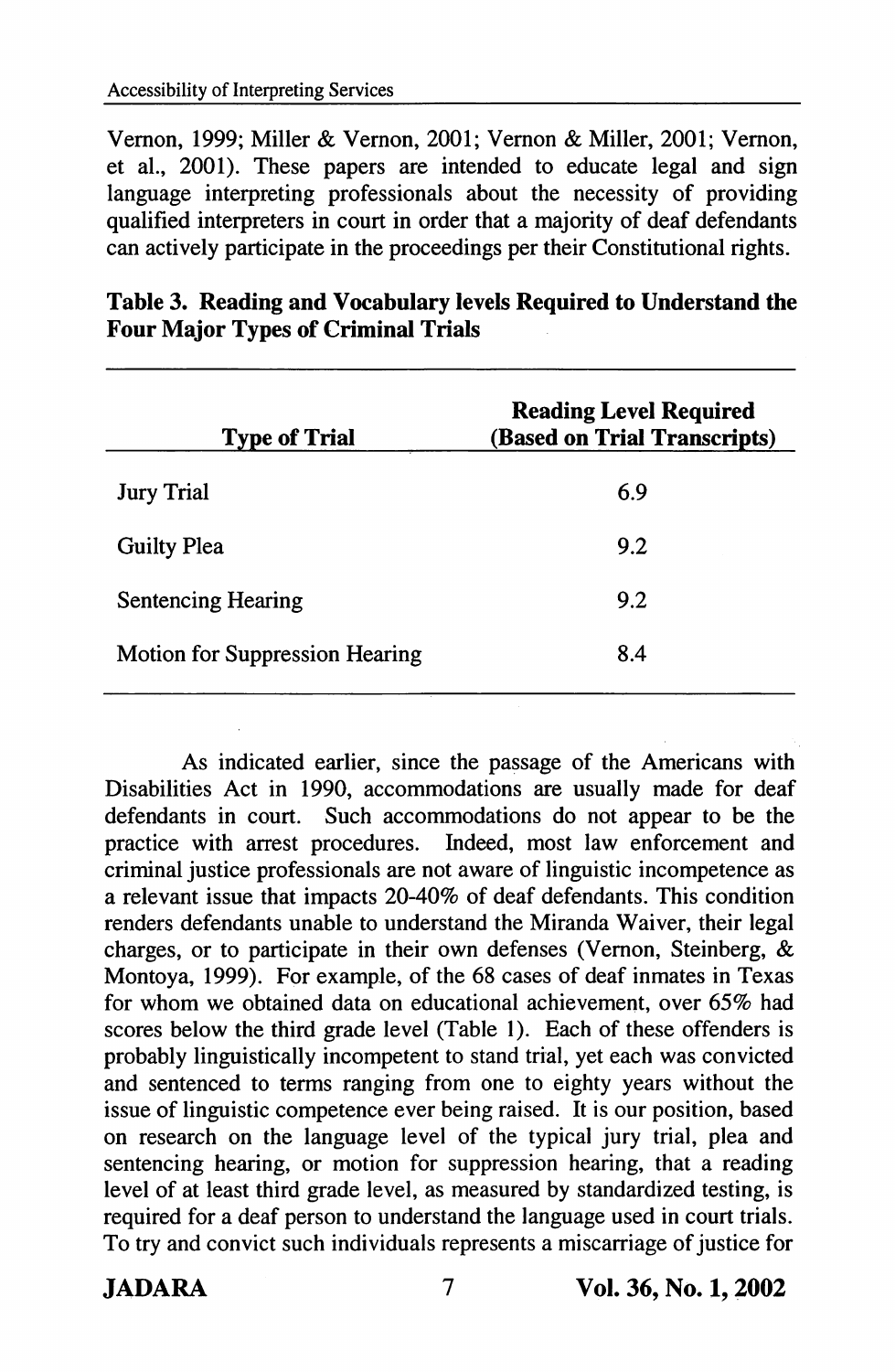Vernon, 1999; Miller & Vernon, 2001; Vernon & Miller, 2001; Vernon, et al., 2001). These papers are intended to educate legal and sign language interpreting professionals about the necessity of providing qualified interpreters in court in order that a majority of deaf defendants can actively participate in the proceedings per their Constitutional rights.

**Table 3. Reading and Vocabulary levels Required to Understand the Four Major Types of Criminal Trials**

| Type of Trial | Reading Level Required (Based on Trial Transcripts) |
|---|---|
| Jury Trial | 6.9 |
| Guilty Plea | 9.2 |
| Sentencing Hearing | 9.2 |
| Motion for Suppression Hearing | 8.4 |

As indicated earlier, since the passage of the Americans with Disabilities Act in 1990, accommodations are usually made for deaf defendants in court. Such accommodations do not appear to be the practice with arrest procedures. Indeed, most law enforcement and criminal justice professionals are not aware of linguistic incompetence as a relevant issue that impacts 20-40% of deaf defendants. This condition renders defendants unable to understand the Miranda Waiver, their legal charges, or to participate in their own defenses (Vernon, Steinberg, & Montoya, 1999). For example, of the 68 cases of deaf inmates in Texas for whom we obtained data on educational achievement, over 65% had scores below the third grade level (Table 1). Each of these offenders is probably linguistically incompetent to stand trial, yet each was convicted and sentenced to terms ranging from one to eighty years without the issue of linguistic competence ever being raised. It is our position, based on research on the language level of the typical jury trial, plea and sentencing hearing, or motion for suppression hearing, that a reading level of at least third grade level, as measured by standardized testing, is required for a deaf person to understand the language used in court trials. To try and convict such individuals represents a miscarriage of justice for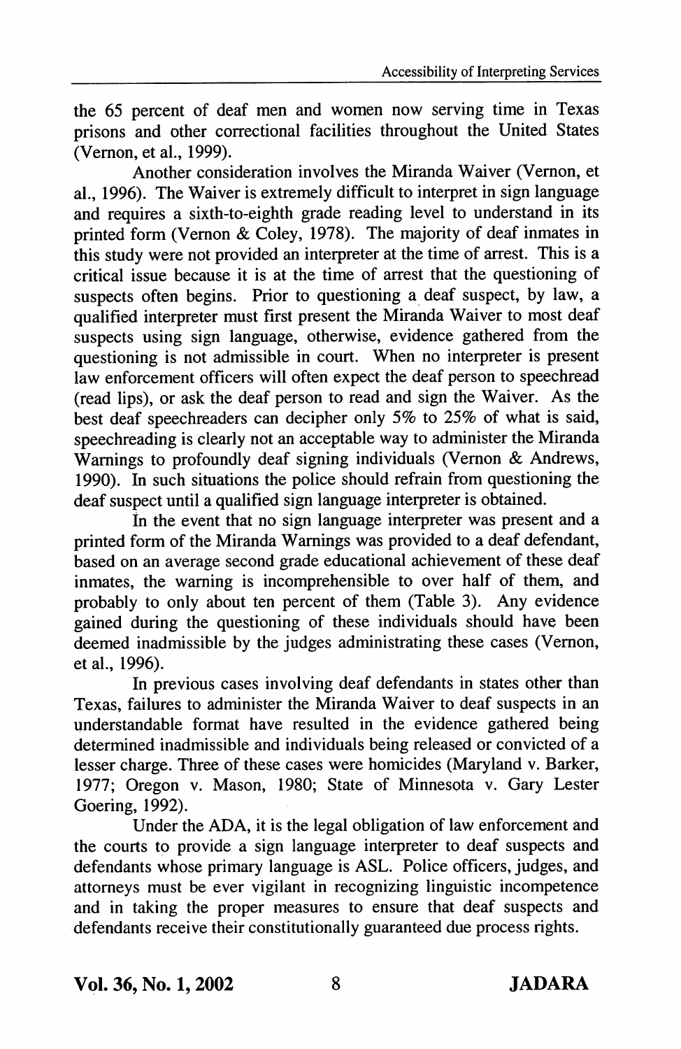the 65 percent of deaf men and women now serving time in Texas prisons and other correctional facilities throughout the United States (Vernon, et al., 1999).

Another consideration involves the Miranda Waiver (Vernon, et al., 1996). The Waiver is extremely difficult to interpret in sign language and requires a sixth-to-eighth grade reading level to understand in its printed form (Vernon & Coley, 1978). The majority of deaf inmates in this study were not provided an interpreter at the time of arrest. This is a critical issue because it is at the time of arrest that the questioning of suspects often begins. Prior to questioning a deaf suspect, by law, a qualified interpreter must first present the Miranda Waiver to most deaf suspects using sign language, otherwise, evidence gathered from the questioning is not admissible in court. When no interpreter is present law enforcement officers will often expect the deaf person to speechread (read lips), or ask the deaf person to read and sign the Waiver. As the best deaf speechreaders can decipher only 5% to 25% of what is said, speechreading is clearly not an acceptable way to administer the Miranda Warnings to profoundly deaf signing individuals (Vernon & Andrews, 1990). In such situations the police should refrain from questioning the deaf suspect until a qualified sign language interpreter is obtained.

In the event that no sign language interpreter was present and a printed form of the Miranda Warnings was provided to a deaf defendant, based on an average second grade educational achievement of these deaf inmates, the warning is incomprehensible to over half of them, and probably to only about ten percent of them (Table 3). Any evidence gained during the questioning of these individuals should have been deemed inadmissible by the judges administrating these cases (Vernon, et al., 1996).

In previous cases involving deaf defendants in states other than Texas, failures to administer the Miranda Waiver to deaf suspects in an understandable format have resulted in the evidence gathered being determined inadmissible and individuals being released or convicted of a lesser charge. Three of these cases were homicides (Maryland v. Barker, 1977; Oregon v. Mason, 1980; State of Minnesota v. Gary Lester Goering, 1992).

Under the ADA, it is the legal obligation of law enforcement and the courts to provide a sign language interpreter to deaf suspects and defendants whose primary language is ASL. Police officers, judges, and attorneys must be ever vigilant in recognizing linguistic incompetence and in taking the proper measures to ensure that deaf suspects and defendants receive their constitutionally guaranteed due process rights.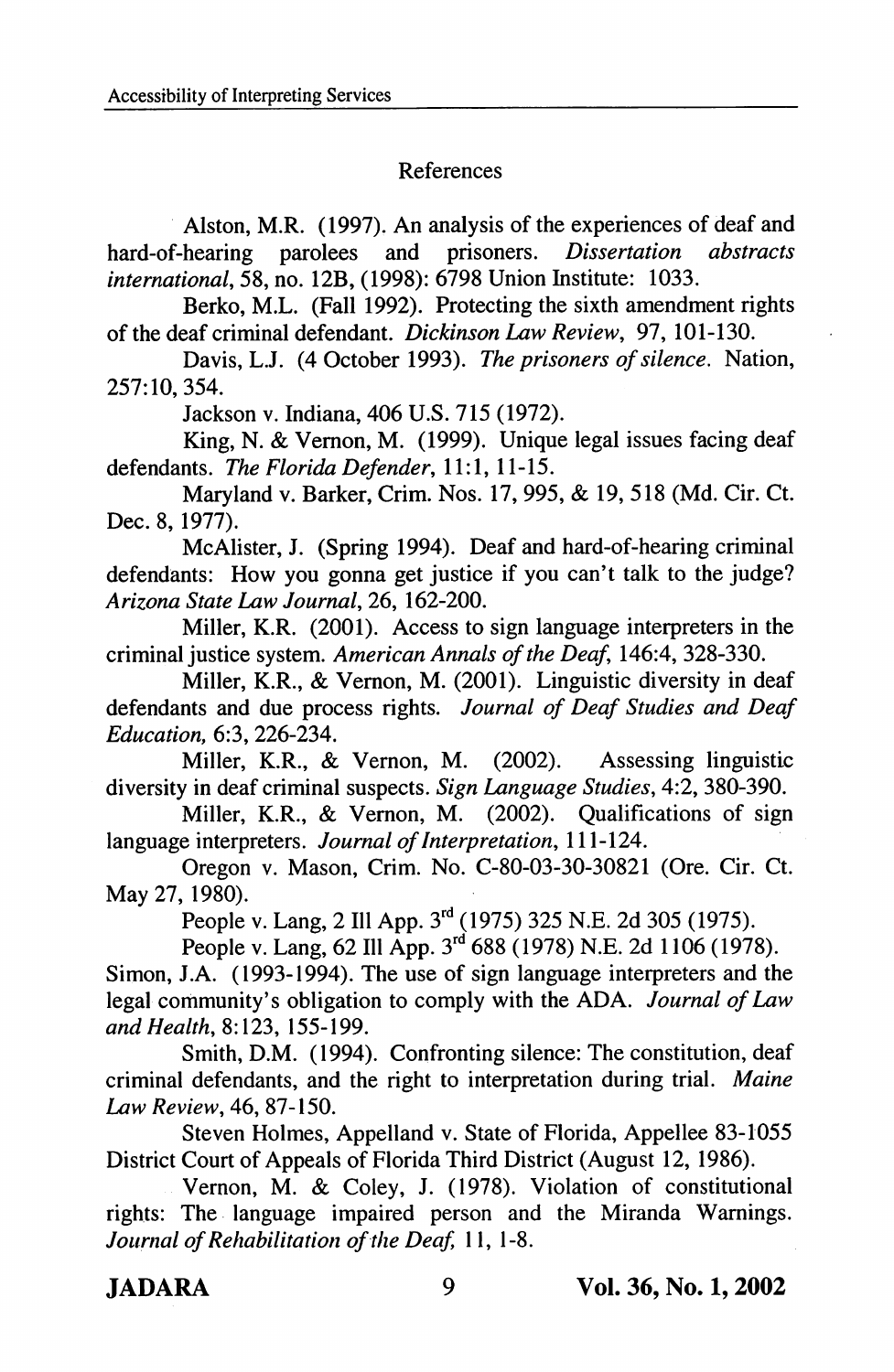## References

Alston, M.R. (1997). An analysis of the experiences of deaf and hard-of-hearing parolees and prisoners. *Dissertation abstracts international*, 58, no. 12B, (1998): 6798 Union Institute: 1033.

Berko, M.L. (Fall 1992). Protecting the sixth amendment rights of the deaf criminal defendant. *Dickinson Law Review*, 97, 101-130.

Davis, L.J. (4 October 1993). *The prisoners of silence*. Nation, 257:10, 354.

Jackson v. Indiana, 406 U.S. 715 (1972).

King, N. & Vernon, M. (1999). Unique legal issues facing deaf defendants. *The Florida Defender*, 11:1, 11-15.

Maryland v. Barker, Crim. Nos. 17, 995, & 19, 518 (Md. Cir. Ct. Dec. 8, 1977).

McAlister, J. (Spring 1994). Deaf and hard-of-hearing criminal defendants: How you gonna get justice if you can't talk to the judge? *Arizona State Law Journal*, 26, 162-200.

Miller, K.R. (2001). Access to sign language interpreters in the criminal justice system. *American Annals of the Deaf*, 146:4, 328-330.

Miller, K.R., & Vernon, M. (2001). Linguistic diversity in deaf defendants and due process rights. *Journal of Deaf Studies and Deaf Education*, 6:3, 226-234.

Miller, K.R., & Vernon, M. (2002). Assessing linguistic diversity in deaf criminal suspects. *Sign Language Studies*, 4:2, 380-390.

Miller, K.R., & Vernon, M. (2002). Qualifications of sign language interpreters. *Journal of Interpretation*, 111-124.

Oregon v. Mason, Crim. No. C-80-03-30-30821 (Ore. Cir. Ct. May 27, 1980).

People v. Lang, 2 Ill App. 3rd (1975) 325 N.E. 2d 305 (1975).

People v. Lang, 62 Ill App. 3rd 688 (1978) N.E. 2d 1106 (1978).

Simon, J.A. (1993-1994). The use of sign language interpreters and the legal community's obligation to comply with the ADA. *Journal of Law and Health*, 8:123, 155-199.

Smith, D.M. (1994). Confronting silence: The constitution, deaf criminal defendants, and the right to interpretation during trial. *Maine Law Review*, 46, 87-150.

Steven Holmes, Appelland v. State of Florida, Appellee 83-1055 District Court of Appeals of Florida Third District (August 12, 1986).

Vernon, M. & Coley, J. (1978). Violation of constitutional rights: The language impaired person and the Miranda Warnings. *Journal of Rehabilitation of the Deaf*, 11, 1-8.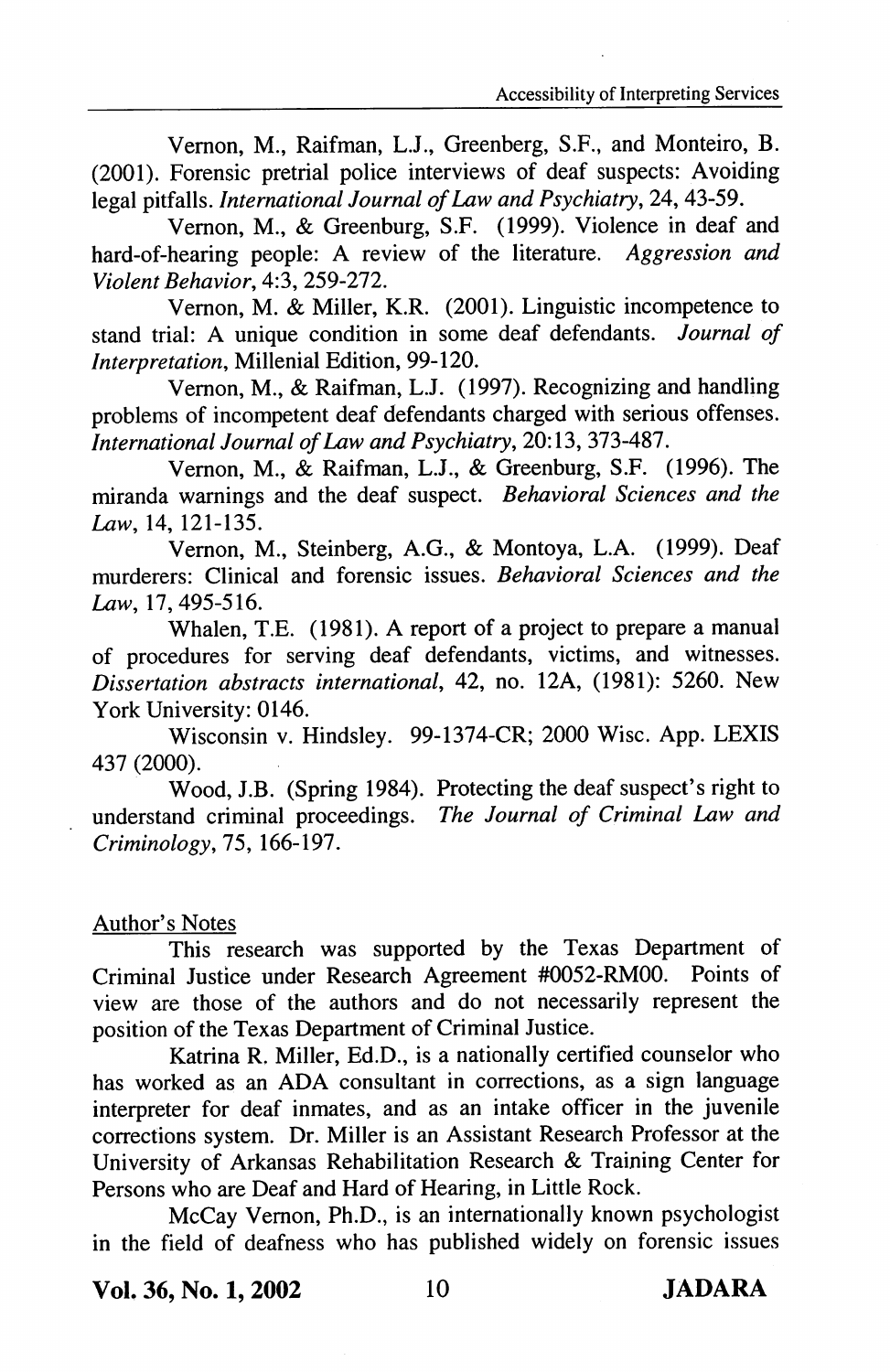Vernon, M., Raifman, L.J., Greenberg, S.F., and Monteiro, B. (2001). Forensic pretrial police interviews of deaf suspects: Avoiding legal pitfalls. *International Journal of Law and Psychiatry*, 24, 43-59.

Vernon, M., & Greenburg, S.F. (1999). Violence in deaf and hard-of-hearing people: A review of the literature. *Aggression and Violent Behavior*, 4:3, 259-272.

Vernon, M. & Miller, K.R. (2001). Linguistic incompetence to stand trial: A unique condition in some deaf defendants. *Journal of Interpretation*, Millenial Edition, 99-120.

Vernon, M., & Raifman, L.J. (1997). Recognizing and handling problems of incompetent deaf defendants charged with serious offenses. *International Journal of Law and Psychiatry*, 20:13, 373-487.

Vernon, M., & Raifman, L.J., & Greenburg, S.F. (1996). The miranda warnings and the deaf suspect. *Behavioral Sciences and the Law*, 14, 121-135.

Vernon, M., Steinberg, A.G., & Montoya, L.A. (1999). Deaf murderers: Clinical and forensic issues. *Behavioral Sciences and the Law*, 17, 495-516.

Whalen, T.E. (1981). A report of a project to prepare a manual of procedures for serving deaf defendants, victims, and witnesses. *Dissertation abstracts international*, 42, no. 12A, (1981): 5260. New York University: 0146.

Wisconsin v. Hindsley. 99-1374-CR; 2000 Wisc. App. LEXIS 437 (2000).

Wood, J.B. (Spring 1984). Protecting the deaf suspect's right to understand criminal proceedings. *The Journal of Criminal Law and Criminology*, 75, 166-197.

Author's Notes

This research was supported by the Texas Department of Criminal Justice under Research Agreement #0052-RM00. Points of view are those of the authors and do not necessarily represent the position of the Texas Department of Criminal Justice.

Katrina R. Miller, Ed.D., is a nationally certified counselor who has worked as an ADA consultant in corrections, as a sign language interpreter for deaf inmates, and as an intake officer in the juvenile corrections system. Dr. Miller is an Assistant Research Professor at the University of Arkansas Rehabilitation Research & Training Center for Persons who are Deaf and Hard of Hearing, in Little Rock.

McCay Vernon, Ph.D., is an internationally known psychologist in the field of deafness who has published widely on forensic issues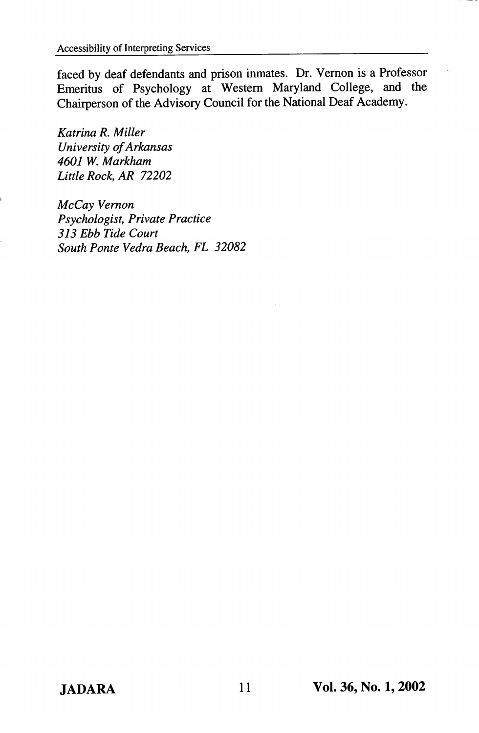faced by deaf defendants and prison inmates. Dr. Vernon is a Professor Emeritus of Psychology at Western Maryland College, and the Chairperson of the Advisory Council for the National Deaf Academy.

*Katrina R. Miller*
*University of Arkansas*
*4601 W. Markham*
*Little Rock, AR 72202*

*McCay Vernon*
*Psychologist, Private Practice*
*313 Ebb Tide Court*
*South Ponte Vedra Beach, FL 32082*